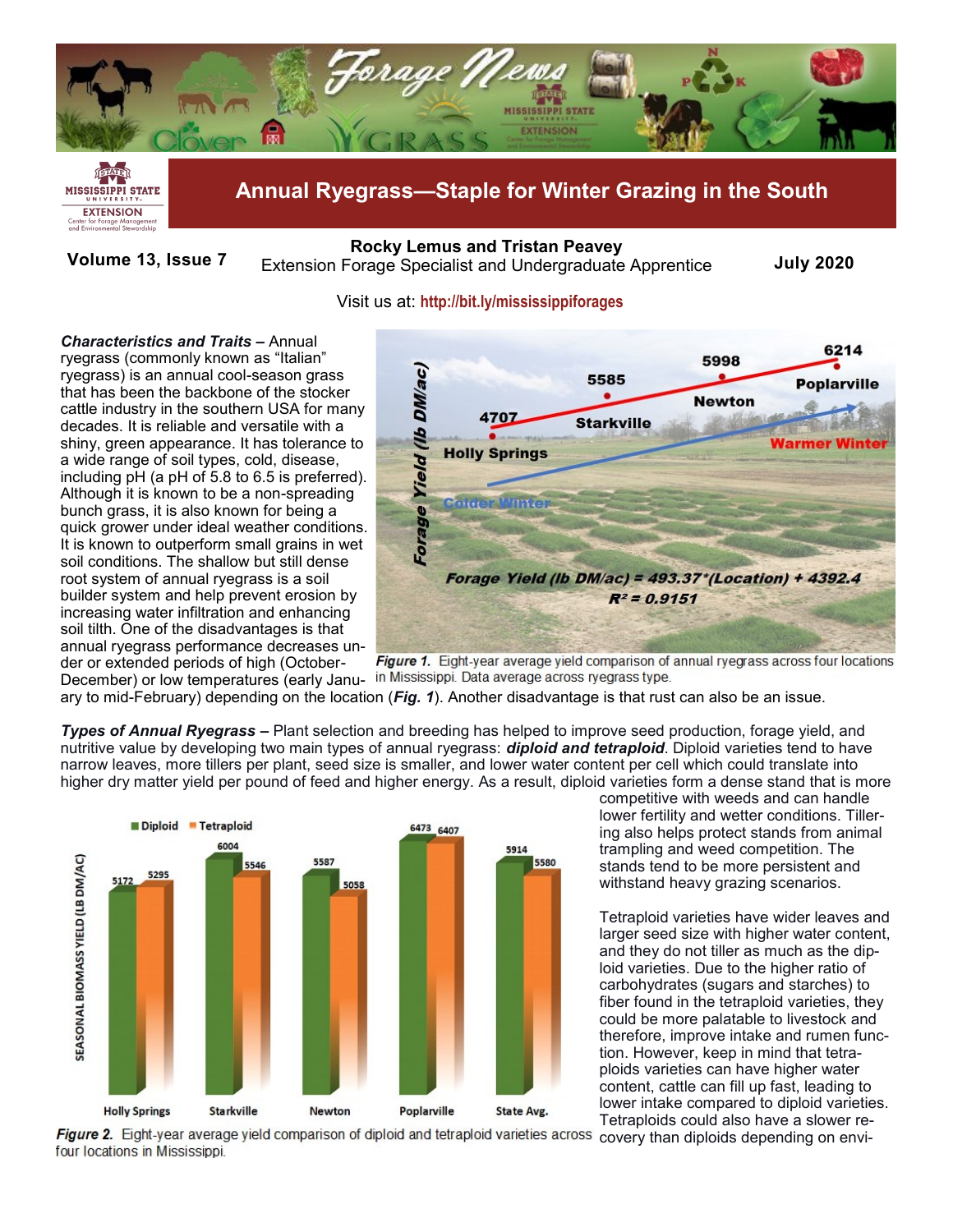# Annual Ryegrass—Staple for Winter Grazing in the South

**Volume 13, Issue 7**

**Rocky Lemus and Tristan Peavey**
Extension Forage Specialist and Undergraduate Apprentice

**July 2020**

Visit us at: **http://bit.ly/mississippiforages**

***Characteristics and Traits*** – Annual ryegrass (commonly known as "Italian" ryegrass) is an annual cool-season grass that has been the backbone of the stocker cattle industry in the southern USA for many decades. It is reliable and versatile with a shiny, green appearance. It has tolerance to a wide range of soil types, cold, disease, including pH (a pH of 5.8 to 6.5 is preferred). Although it is known to be a non-spreading bunch grass, it is also known for being a quick grower under ideal weather conditions. It is known to outperform small grains in wet soil conditions. The shallow but still dense root system of annual ryegrass is a soil builder system and help prevent erosion by increasing water infiltration and enhancing soil tilth. One of the disadvantages is that annual ryegrass performance decreases under or extended periods of high (October-December) or low temperatures (early January to mid-February) depending on the location (***Fig. 1***). Another disadvantage is that rust can also be an issue.

Forage Yield (lb DM/ac): Holly Springs 4707; Starkville 5585; Newton 5998; Poplarville 6214. Colder Winter → Warmer Winter.

Forage Yield (lb DM/ac) = 493.37*(Location) + 4392.4
$R^2 = 0.9151$

***Figure 1.*** Eight-year average yield comparison of annual ryegrass across four locations in Mississippi. Data average across ryegrass type.

***Types of Annual Ryegrass*** – Plant selection and breeding has helped to improve seed production, forage yield, and nutritive value by developing two main types of annual ryegrass: ***diploid and tetraploid***. Diploid varieties tend to have narrow leaves, more tillers per plant, seed size is smaller, and lower water content per cell which could translate into higher dry matter yield per pound of feed and higher energy. As a result, diploid varieties form a dense stand that is more competitive with weeds and can handle lower fertility and wetter conditions. Tillering also helps protect stands from animal trampling and weed competition. The stands tend to be more persistent and withstand heavy grazing scenarios.

| Seasonal Biomass Yield (lb DM/ac) | Holly Springs | Starkville | Newton | Poplarville | State Avg. |
|---|---|---|---|---|---|
| Diploid | 5172 | 6004 | 5587 | 6473 | 5914 |
| Tetraploid | 5295 | 5546 | 5058 | 6407 | 5580 |

***Figure 2.*** Eight-year average yield comparison of diploid and tetraploid varieties across four locations in Mississippi.

Tetraploid varieties have wider leaves and larger seed size with higher water content, and they do not tiller as much as the diploid varieties. Due to the higher ratio of carbohydrates (sugars and starches) to fiber found in the tetraploid varieties, they could be more palatable to livestock and therefore, improve intake and rumen function. However, keep in mind that tetraploids varieties can have higher water content, cattle can fill up fast, leading to lower intake compared to diploid varieties. Tetraploids could also have a slower recovery than diploids depending on envi-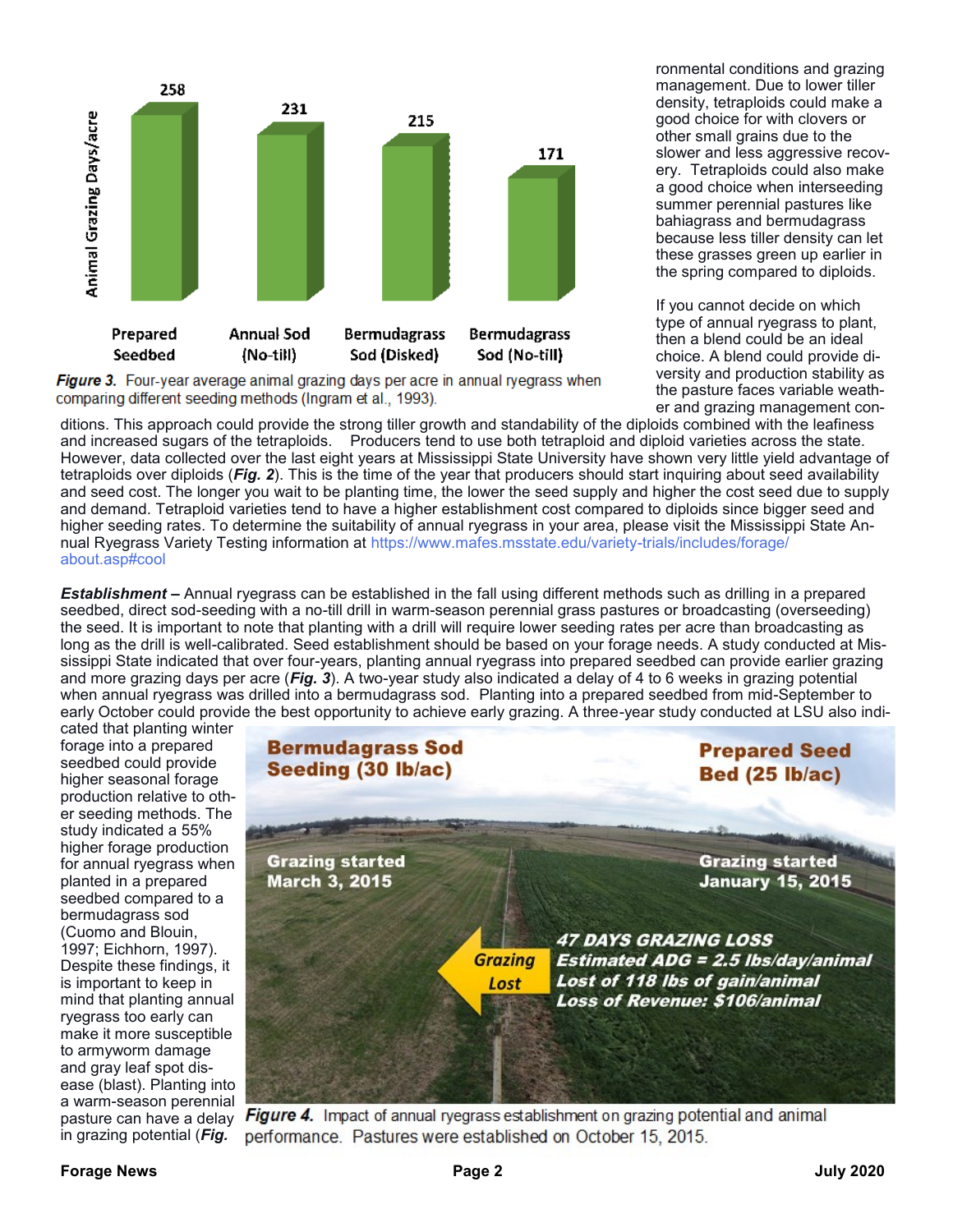ronmental conditions and grazing management. Due to lower tiller density, tetraploids could make a good choice for with clovers or other small grains due to the slower and less aggressive recovery. Tetraploids could also make a good choice when interseeding summer perennial pastures like bahiagrass and bermudagrass because less tiller density can let these grasses green up earlier in the spring compared to diploids.

If you cannot decide on which type of annual ryegrass to plant, then a blend could be an ideal choice. A blend could provide diversity and production stability as the pasture faces variable weather and grazing management conditions. This approach could provide the strong tiller growth and standability of the diploids combined with the leafiness and increased sugars of the tetraploids. Producers tend to use both tetraploid and diploid varieties across the state. However, data collected over the last eight years at Mississippi State University have shown very little yield advantage of tetraploids over diploids (***Fig. 2***). This is the time of the year that producers should start inquiring about seed availability and seed cost. The longer you wait to be planting time, the lower the seed supply and higher the cost seed due to supply and demand. Tetraploid varieties tend to have a higher establishment cost compared to diploids since bigger seed and higher seeding rates. To determine the suitability of annual ryegrass in your area, please visit the Mississippi State Annual Ryegrass Variety Testing information at https://www.mafes.msstate.edu/variety-trials/includes/forage/about.asp#cool

| Seeding method | Animal Grazing Days/acre |
|---|---|
| Prepared Seedbed | 258 |
| Annual Sod (No-till) | 231 |
| Bermudagrass Sod (Disked) | 215 |
| Bermudagrass Sod (No-till) | 171 |

***Figure 3.*** Four-year average animal grazing days per acre in annual ryegrass when comparing different seeding methods (Ingram et al., 1993).

***Establishment –*** Annual ryegrass can be established in the fall using different methods such as drilling in a prepared seedbed, direct sod-seeding with a no-till drill in warm-season perennial grass pastures or broadcasting (overseeding) the seed. It is important to note that planting with a drill will require lower seeding rates per acre than broadcasting as long as the drill is well-calibrated. Seed establishment should be based on your forage needs. A study conducted at Mississippi State indicated that over four-years, planting annual ryegrass into prepared seedbed can provide earlier grazing and more grazing days per acre (***Fig. 3***). A two-year study also indicated a delay of 4 to 6 weeks in grazing potential when annual ryegrass was drilled into a bermudagrass sod. Planting into a prepared seedbed from mid-September to early October could provide the best opportunity to achieve early grazing. A three-year study conducted at LSU also indicated that planting winter forage into a prepared seedbed could provide higher seasonal forage production relative to other seeding methods. The study indicated a 55% higher forage production for annual ryegrass when planted in a prepared seedbed compared to a bermudagrass sod (Cuomo and Blouin, 1997; Eichhorn, 1997). Despite these findings, it is important to keep in mind that planting annual ryegrass too early can make it more susceptible to armyworm damage and gray leaf spot disease (blast). Planting into a warm-season perennial pasture can have a delay in grazing potential (***Fig.***

**Bermudagrass Sod Seeding (30 lb/ac)** — Grazing started March 3, 2015

**Prepared Seed Bed (25 lb/ac)** — Grazing started January 15, 2015

Grazing Lost

*47 DAYS GRAZING LOSS*
*Estimated ADG = 2.5 lbs/day/animal*
*Lost of 118 lbs of gain/animal*
*Loss of Revenue: $106/animal*

***Figure 4.*** Impact of annual ryegrass establishment on grazing potential and animal performance. Pastures were established on October 15, 2015.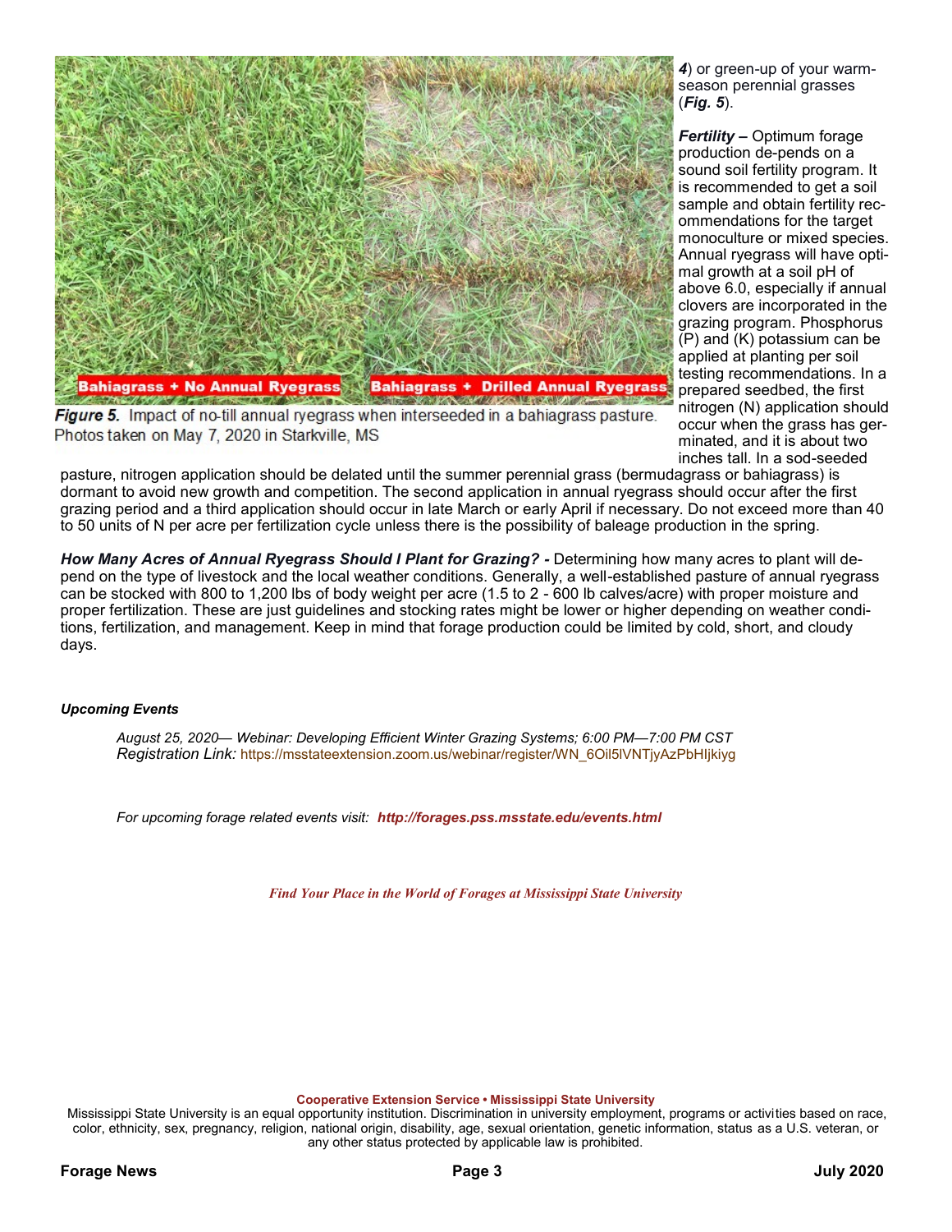4) or green-up of your warm-season perennial grasses (*Fig. 5*).

Bahiagrass + No Annual Ryegrass

Bahiagrass + Drilled Annual Ryegrass

***Figure 5.*** Impact of no-till annual ryegrass when interseeded in a bahiagrass pasture. Photos taken on May 7, 2020 in Starkville, MS

***Fertility –*** Optimum forage production de-pends on a sound soil fertility program. It is recommended to get a soil sample and obtain fertility rec-ommendations for the target monoculture or mixed species. Annual ryegrass will have opti-mal growth at a soil pH of above 6.0, especially if annual clovers are incorporated in the grazing program. Phosphorus (P) and (K) potassium can be applied at planting per soil testing recommendations. In a prepared seedbed, the first nitrogen (N) application should occur when the grass has ger-minated, and it is about two inches tall. In a sod-seeded pasture, nitrogen application should be delated until the summer perennial grass (bermudagrass or bahiagrass) is dormant to avoid new growth and competition. The second application in annual ryegrass should occur after the first grazing period and a third application should occur in late March or early April if necessary. Do not exceed more than 40 to 50 units of N per acre per fertilization cycle unless there is the possibility of baleage production in the spring.

***How Many Acres of Annual Ryegrass Should I Plant for Grazing? -*** Determining how many acres to plant will de-pend on the type of livestock and the local weather conditions. Generally, a well-established pasture of annual ryegrass can be stocked with 800 to 1,200 lbs of body weight per acre (1.5 to 2 - 600 lb calves/acre) with proper moisture and proper fertilization. These are just guidelines and stocking rates might be lower or higher depending on weather condi-tions, fertilization, and management. Keep in mind that forage production could be limited by cold, short, and cloudy days.

***Upcoming Events***

*August 25, 2020— Webinar: Developing Efficient Winter Grazing Systems; 6:00 PM—7:00 PM CST*
*Registration Link:* https://msstateextension.zoom.us/webinar/register/WN_6Oil5lVNTjyAzPbHIjkiyg

*For upcoming forage related events visit:* ***http://forages.pss.msstate.edu/events.html***

***Find Your Place in the World of Forages at Mississippi State University***

**Cooperative Extension Service • Mississippi State University**

Mississippi State University is an equal opportunity institution. Discrimination in university employment, programs or activities based on race, color, ethnicity, sex, pregnancy, religion, national origin, disability, age, sexual orientation, genetic information, status as a U.S. veteran, or any other status protected by applicable law is prohibited.